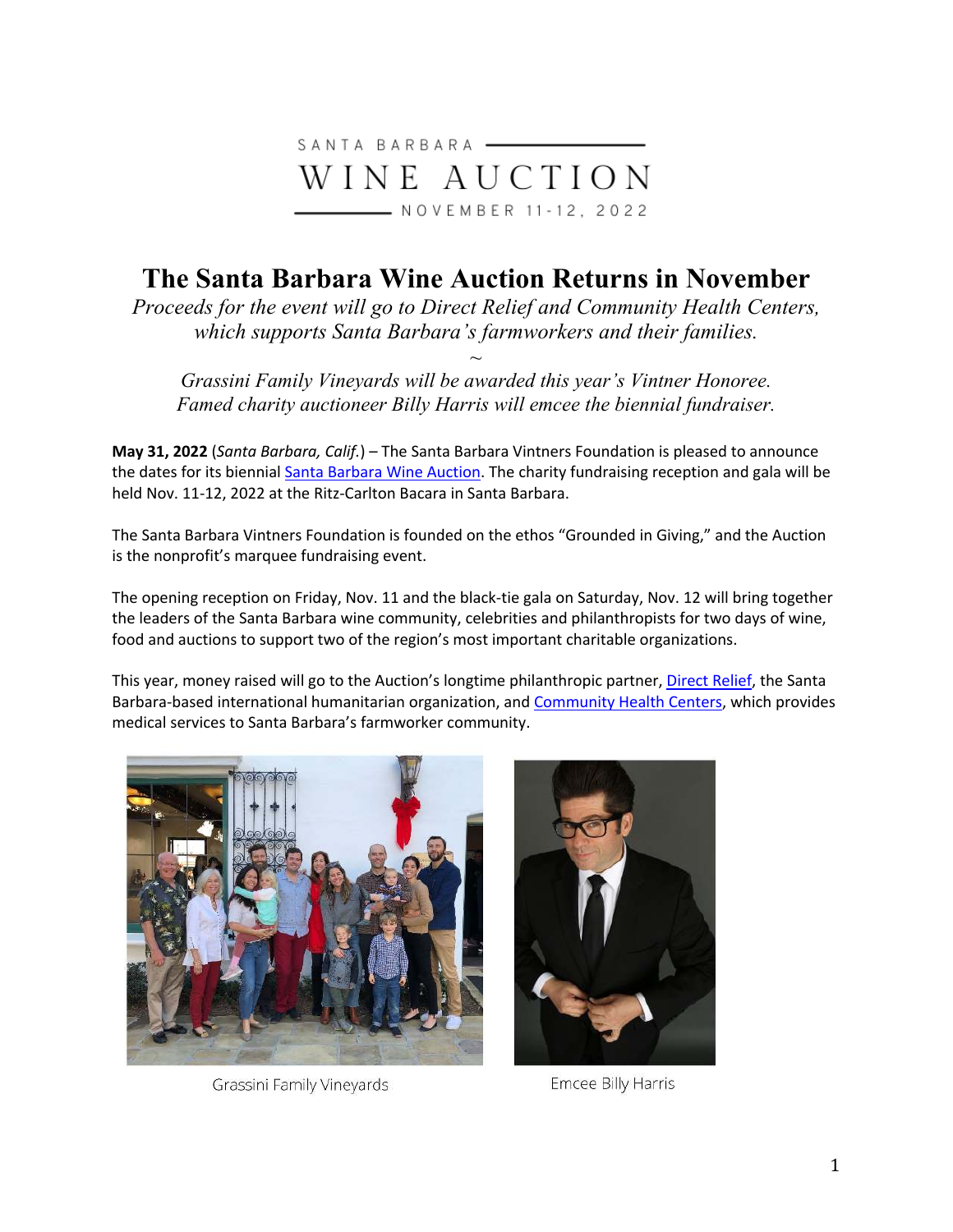SANTA BARBARA
WINE AUCTION
NOVEMBER 11-12, 2022

# The Santa Barbara Wine Auction Returns in November

*Proceeds for the event will go to Direct Relief and Community Health Centers, which supports Santa Barbara's farmworkers and their families.*

~

*Grassini Family Vineyards will be awarded this year's Vintner Honoree. Famed charity auctioneer Billy Harris will emcee the biennial fundraiser.*

**May 31, 2022** (*Santa Barbara, Calif.*) – The Santa Barbara Vintners Foundation is pleased to announce the dates for its biennial Santa Barbara Wine Auction. The charity fundraising reception and gala will be held Nov. 11-12, 2022 at the Ritz-Carlton Bacara in Santa Barbara.

The Santa Barbara Vintners Foundation is founded on the ethos "Grounded in Giving," and the Auction is the nonprofit's marquee fundraising event.

The opening reception on Friday, Nov. 11 and the black-tie gala on Saturday, Nov. 12 will bring together the leaders of the Santa Barbara wine community, celebrities and philanthropists for two days of wine, food and auctions to support two of the region's most important charitable organizations.

This year, money raised will go to the Auction's longtime philanthropic partner, Direct Relief, the Santa Barbara-based international humanitarian organization, and Community Health Centers, which provides medical services to Santa Barbara's farmworker community.

Grassini Family Vineyards

Emcee Billy Harris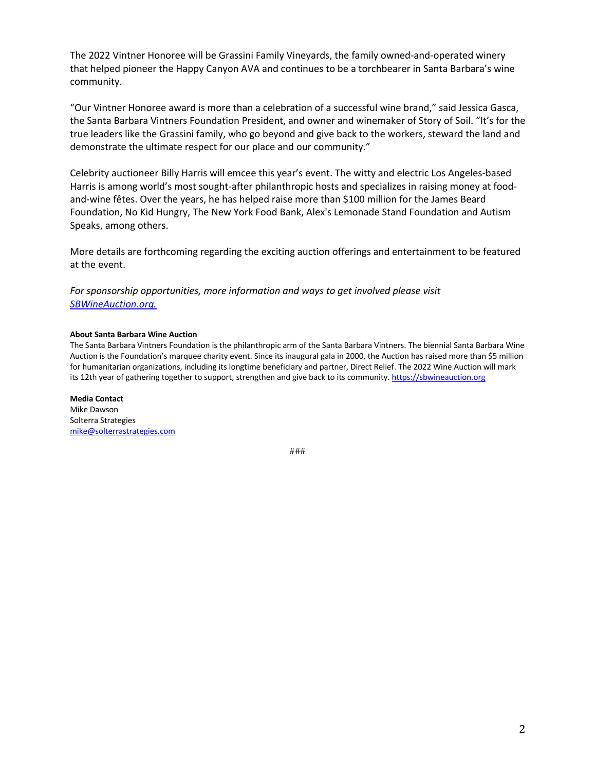The 2022 Vintner Honoree will be Grassini Family Vineyards, the family owned-and-operated winery that helped pioneer the Happy Canyon AVA and continues to be a torchbearer in Santa Barbara's wine community.

"Our Vintner Honoree award is more than a celebration of a successful wine brand," said Jessica Gasca, the Santa Barbara Vintners Foundation President, and owner and winemaker of Story of Soil. "It's for the true leaders like the Grassini family, who go beyond and give back to the workers, steward the land and demonstrate the ultimate respect for our place and our community."

Celebrity auctioneer Billy Harris will emcee this year's event. The witty and electric Los Angeles-based Harris is among world's most sought-after philanthropic hosts and specializes in raising money at food-and-wine fêtes. Over the years, he has helped raise more than $100 million for the James Beard Foundation, No Kid Hungry, The New York Food Bank, Alex's Lemonade Stand Foundation and Autism Speaks, among others.

More details are forthcoming regarding the exciting auction offerings and entertainment to be featured at the event.

*For sponsorship opportunities, more information and ways to get involved please visit [SBWineAuction.org.](https://sbwineauction.org)*

**About Santa Barbara Wine Auction**

The Santa Barbara Vintners Foundation is the philanthropic arm of the Santa Barbara Vintners. The biennial Santa Barbara Wine Auction is the Foundation's marquee charity event. Since its inaugural gala in 2000, the Auction has raised more than $5 million for humanitarian organizations, including its longtime beneficiary and partner, Direct Relief. The 2022 Wine Auction will mark its 12th year of gathering together to support, strengthen and give back to its community. https://sbwineauction.org

**Media Contact**

Mike Dawson
Solterra Strategies
mike@solterrastrategies.com

###